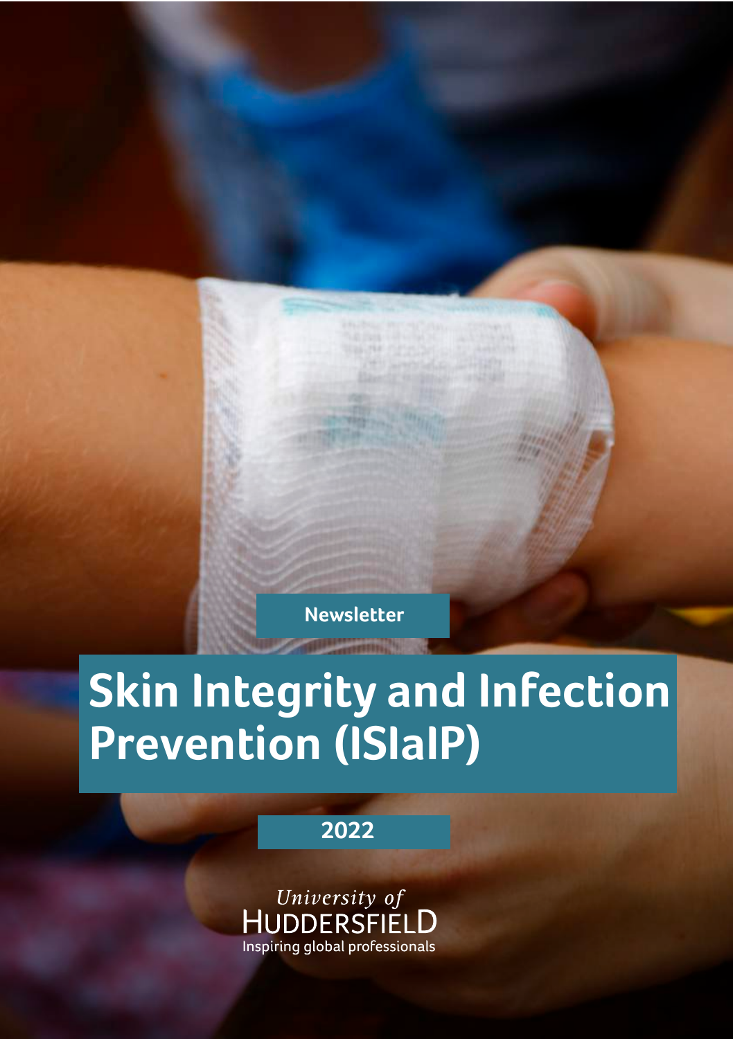Newsletter

# Skin Integrity and Infection Prevention (ISIaIP)

2022

University of HUDDERSFIELD

Inspiring global professionals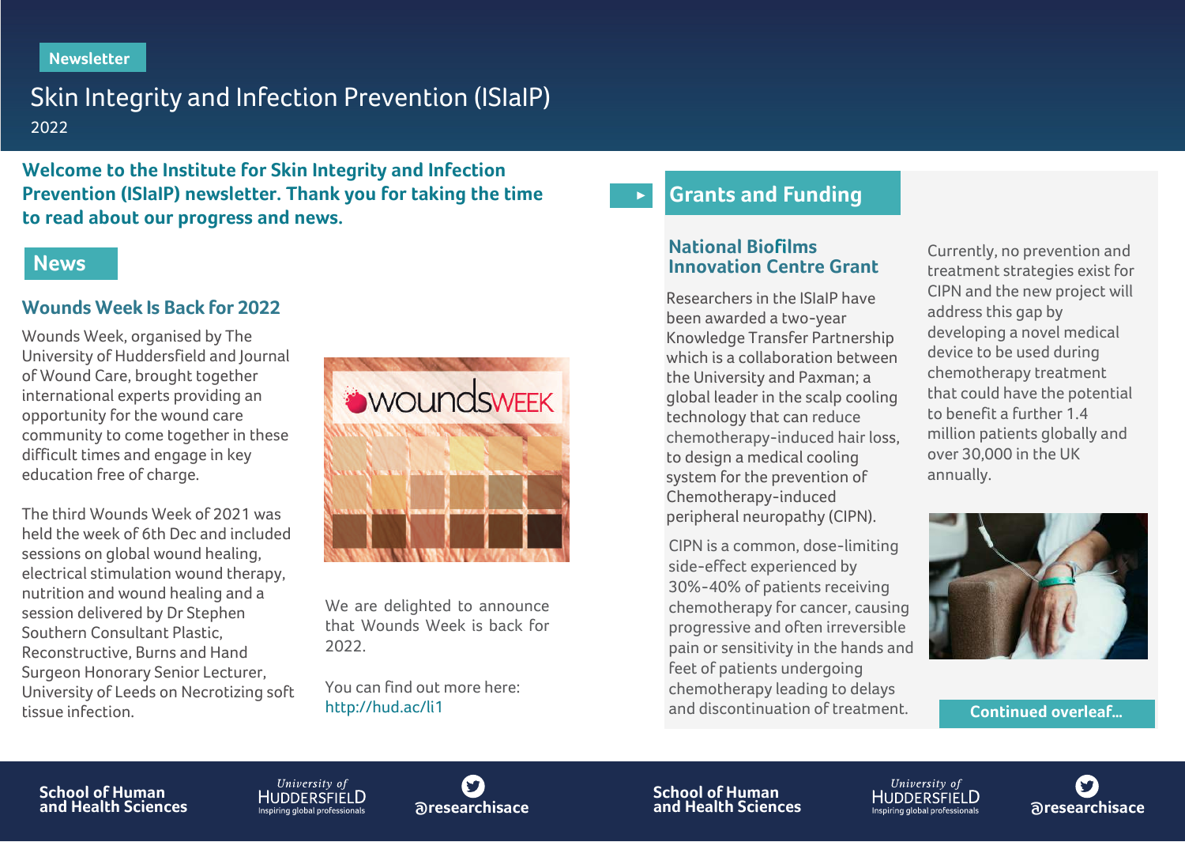Newsletter

# Skin Integrity and Infection Prevention (ISIaIP)

2022

**Welcome to the Institute for Skin Integrity and Infection Prevention (ISIaIP) newsletter. Thank you for taking the time to read about our progress and news.**

## News

### Wounds Week Is Back for 2022

Wounds Week, organised by The University of Huddersfield and Journal of Wound Care, brought together international experts providing an opportunity for the wound care community to come together in these difficult times and engage in key education free of charge.

The third Wounds Week of 2021 was held the week of 6th Dec and included sessions on global wound healing, electrical stimulation wound therapy, nutrition and wound healing and a session delivered by Dr Stephen Southern Consultant Plastic, Reconstructive, Burns and Hand Surgeon Honorary Senior Lecturer, University of Leeds on Necrotizing soft tissue infection.

We are delighted to announce that Wounds Week is back for 2022.

You can find out more here: http://hud.ac/li1

## Grants and Funding

### National Biofilms Innovation Centre Grant

Researchers in the ISIaIP have been awarded a two-year Knowledge Transfer Partnership which is a collaboration between the University and Paxman; a global leader in the scalp cooling technology that can reduce chemotherapy-induced hair loss, to design a medical cooling system for the prevention of Chemotherapy-induced peripheral neuropathy (CIPN).

CIPN is a common, dose-limiting side-effect experienced by 30%-40% of patients receiving chemotherapy for cancer, causing progressive and often irreversible pain or sensitivity in the hands and feet of patients undergoing chemotherapy leading to delays and discontinuation of treatment.

Currently, no prevention and treatment strategies exist for CIPN and the new project will address this gap by developing a novel medical device to be used during chemotherapy treatment that could have the potential to benefit a further 1.4 million patients globally and over 30,000 in the UK annually.

**Continued overleaf...**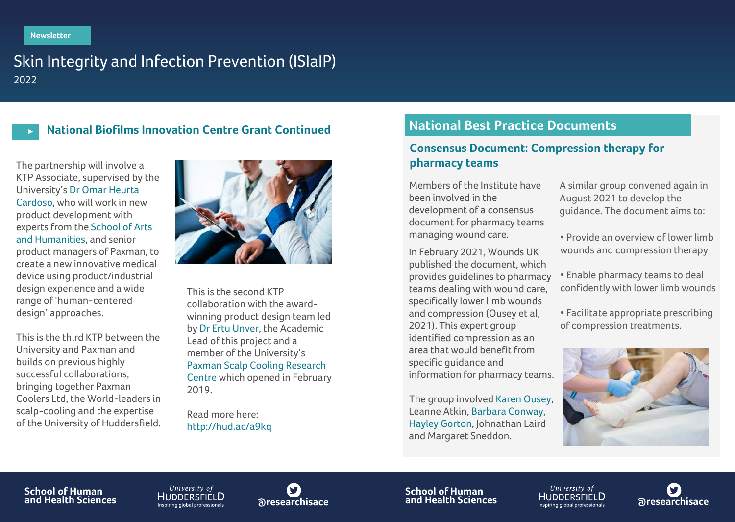Newsletter

# Skin Integrity and Infection Prevention (ISIaIP)

2022

## National Biofilms Innovation Centre Grant Continued

The partnership will involve a KTP Associate, supervised by the University's Dr Omar Heurta Cardoso, who will work in new product development with experts from the School of Arts and Humanities, and senior product managers of Paxman, to create a new innovative medical device using product/industrial design experience and a wide range of 'human-centered design' approaches.

This is the third KTP between the University and Paxman and builds on previous highly successful collaborations, bringing together Paxman Coolers Ltd, the World-leaders in scalp-cooling and the expertise of the University of Huddersfield.

This is the second KTP collaboration with the award-winning product design team led by Dr Ertu Unver, the Academic Lead of this project and a member of the University's Paxman Scalp Cooling Research Centre which opened in February 2019.

Read more here: http://hud.ac/a9kq

## National Best Practice Documents

### Consensus Document: Compression therapy for pharmacy teams

Members of the Institute have been involved in the development of a consensus document for pharmacy teams managing wound care.

In February 2021, Wounds UK published the document, which provides guidelines to pharmacy teams dealing with wound care, specifically lower limb wounds and compression (Ousey et al, 2021). This expert group identified compression as an area that would benefit from specific guidance and information for pharmacy teams.

The group involved Karen Ousey, Leanne Atkin, Barbara Conway, Hayley Gorton, Johnathan Laird and Margaret Sneddon.

A similar group convened again in August 2021 to develop the guidance. The document aims to:

- Provide an overview of lower limb wounds and compression therapy
- Enable pharmacy teams to deal confidently with lower limb wounds
- Facilitate appropriate prescribing of compression treatments.

School of Human and Health Sciences

University of Huddersfield – Inspiring global professionals

@researchisace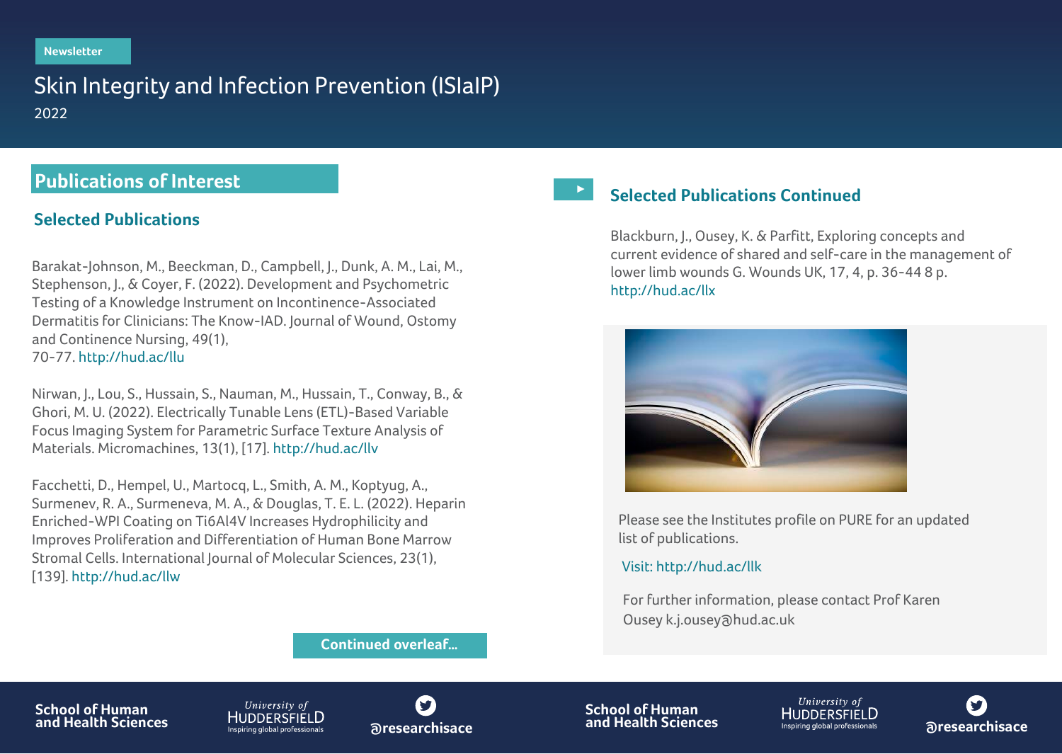Newsletter

# Skin Integrity and Infection Prevention (ISIaIP)

2022

## Publications of Interest

### Selected Publications

Barakat-Johnson, M., Beeckman, D., Campbell, J., Dunk, A. M., Lai, M., Stephenson, J., & Coyer, F. (2022). Development and Psychometric Testing of a Knowledge Instrument on Incontinence-Associated Dermatitis for Clinicians: The Know-IAD. Journal of Wound, Ostomy and Continence Nursing, 49(1), 70-77. http://hud.ac/llu

Nirwan, J., Lou, S., Hussain, S., Nauman, M., Hussain, T., Conway, B., & Ghori, M. U. (2022). Electrically Tunable Lens (ETL)-Based Variable Focus Imaging System for Parametric Surface Texture Analysis of Materials. Micromachines, 13(1), [17]. http://hud.ac/llv

Facchetti, D., Hempel, U., Martocq, L., Smith, A. M., Koptyug, A., Surmenev, R. A., Surmeneva, M. A., & Douglas, T. E. L. (2022). Heparin Enriched-WPI Coating on Ti6Al4V Increases Hydrophilicity and Improves Proliferation and Differentiation of Human Bone Marrow Stromal Cells. International Journal of Molecular Sciences, 23(1), [139]. http://hud.ac/llw

**Continued overleaf...**

### Selected Publications Continued

Blackburn, J., Ousey, K. & Parfitt, Exploring concepts and current evidence of shared and self-care in the management of lower limb wounds G. Wounds UK, 17, 4, p. 36-44 8 p. http://hud.ac/llx

Please see the Institutes profile on PURE for an updated list of publications.

Visit: http://hud.ac/llk

For further information, please contact Prof Karen Ousey k.j.ousey@hud.ac.uk

School of Human and Health Sciences

University of Huddersfield – Inspiring global professionals

@researchisace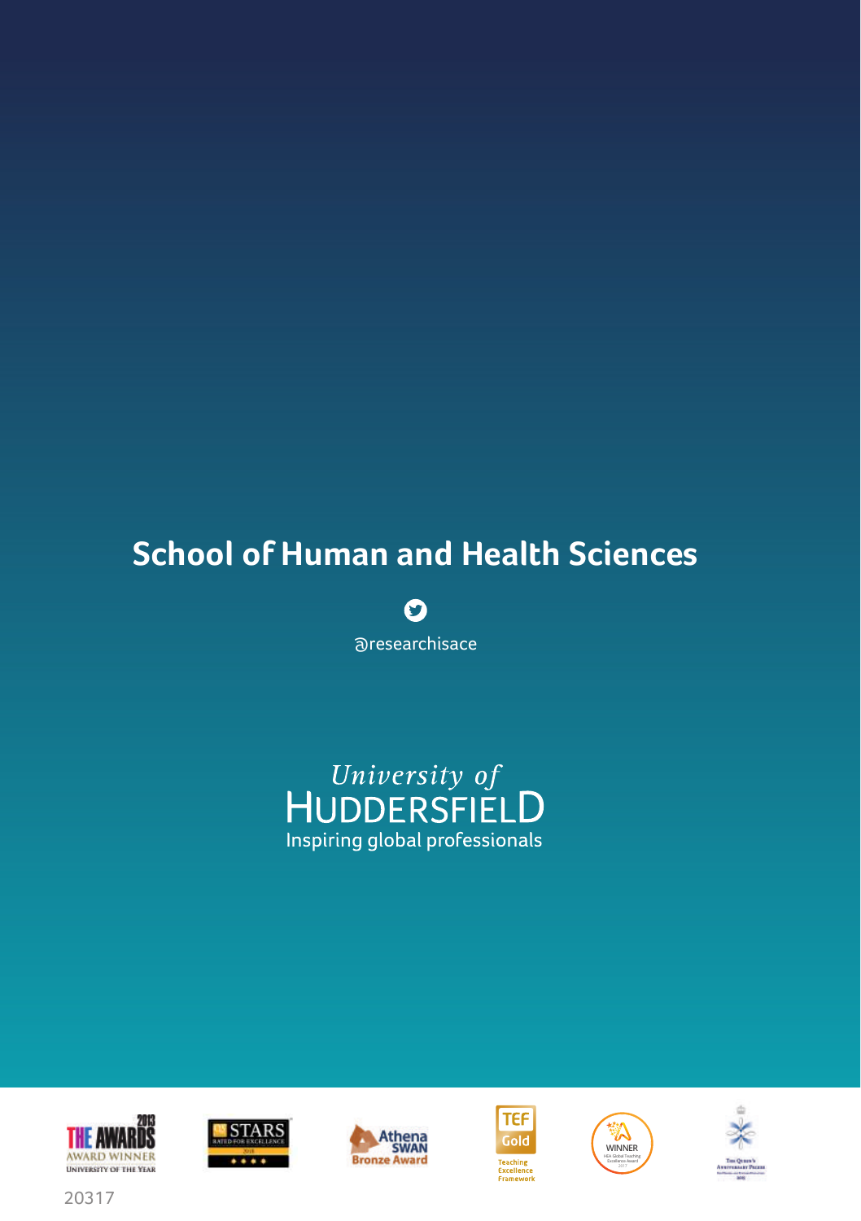## School of Human and Health Sciences

@researchisace

*University of*
HUDDERSFIELD
Inspiring global professionals

THE AWARDS 2013 AWARD WINNER UNIVERSITY OF THE YEAR

QS STARS RATED FOR EXCELLENCE 2018

Athena SWAN Bronze Award

TEF Gold Teaching Excellence Framework

WINNER HEA Global Teaching Excellence Award 2017

The Queen's Anniversary Prizes

20317